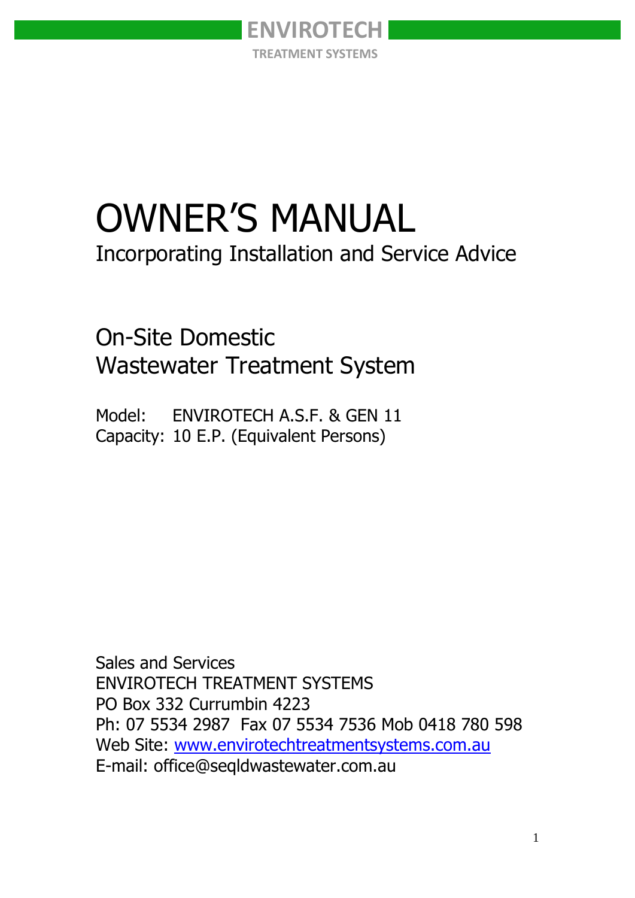**ENVIROTECH**

**TREATMENT SYSTEMS**

# OWNER'S MANUAL

## Incorporating Installation and Service Advice

## On-Site Domestic Wastewater Treatment System

Model: ENVIROTECH A.S.F. & GEN 11
Capacity: 10 E.P. (Equivalent Persons)

Sales and Services
ENVIROTECH TREATMENT SYSTEMS
PO Box 332 Currumbin 4223
Ph: 07 5534 2987 Fax 07 5534 7536 Mob 0418 780 598
Web Site: [www.envirotechtreatmentsystems.com.au](http://www.envirotechtreatmentsystems.com.au)
E-mail: office@seqldwastewater.com.au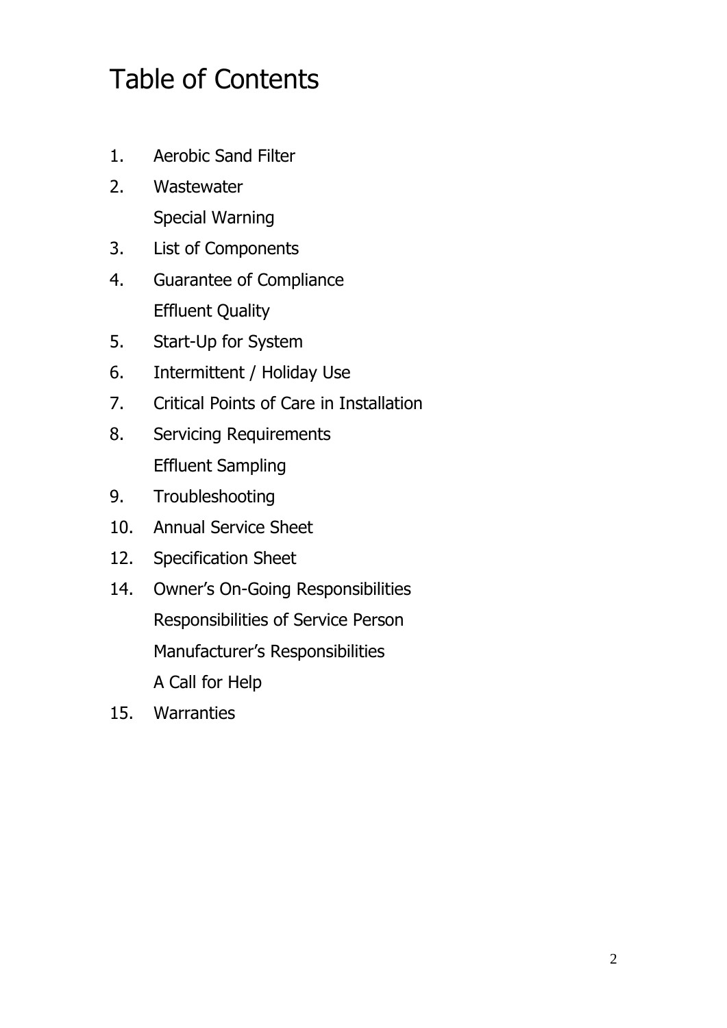# Table of Contents

1. Aerobic Sand Filter
2. Wastewater
   Special Warning
3. List of Components
4. Guarantee of Compliance
   Effluent Quality
5. Start-Up for System
6. Intermittent / Holiday Use
7. Critical Points of Care in Installation
8. Servicing Requirements
   Effluent Sampling
9. Troubleshooting
10. Annual Service Sheet
12. Specification Sheet
14. Owner's On-Going Responsibilities
    Responsibilities of Service Person
    Manufacturer's Responsibilities
    A Call for Help
15. Warranties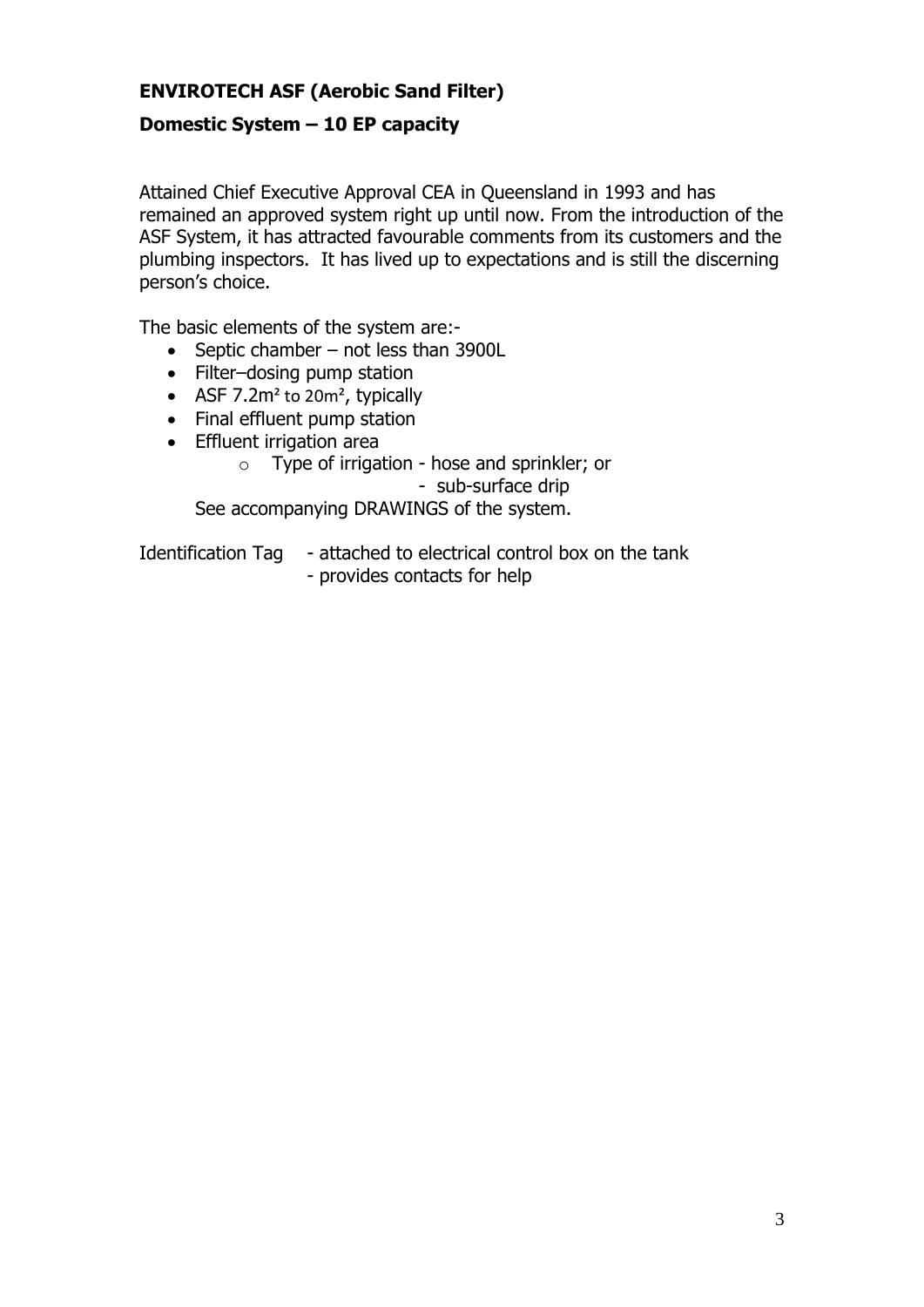**ENVIROTECH ASF (Aerobic Sand Filter)**

**Domestic System – 10 EP capacity**

Attained Chief Executive Approval CEA in Queensland in 1993 and has remained an approved system right up until now. From the introduction of the ASF System, it has attracted favourable comments from its customers and the plumbing inspectors. It has lived up to expectations and is still the discerning person's choice.

The basic elements of the system are:-

- Septic chamber – not less than 3900L
- Filter–dosing pump station
- ASF 7.2m² to 20m², typically
- Final effluent pump station
- Effluent irrigation area
    - Type of irrigation - hose and sprinkler; or
      - sub-surface drip

See accompanying DRAWINGS of the system.

Identification Tag - attached to electrical control box on the tank
- provides contacts for help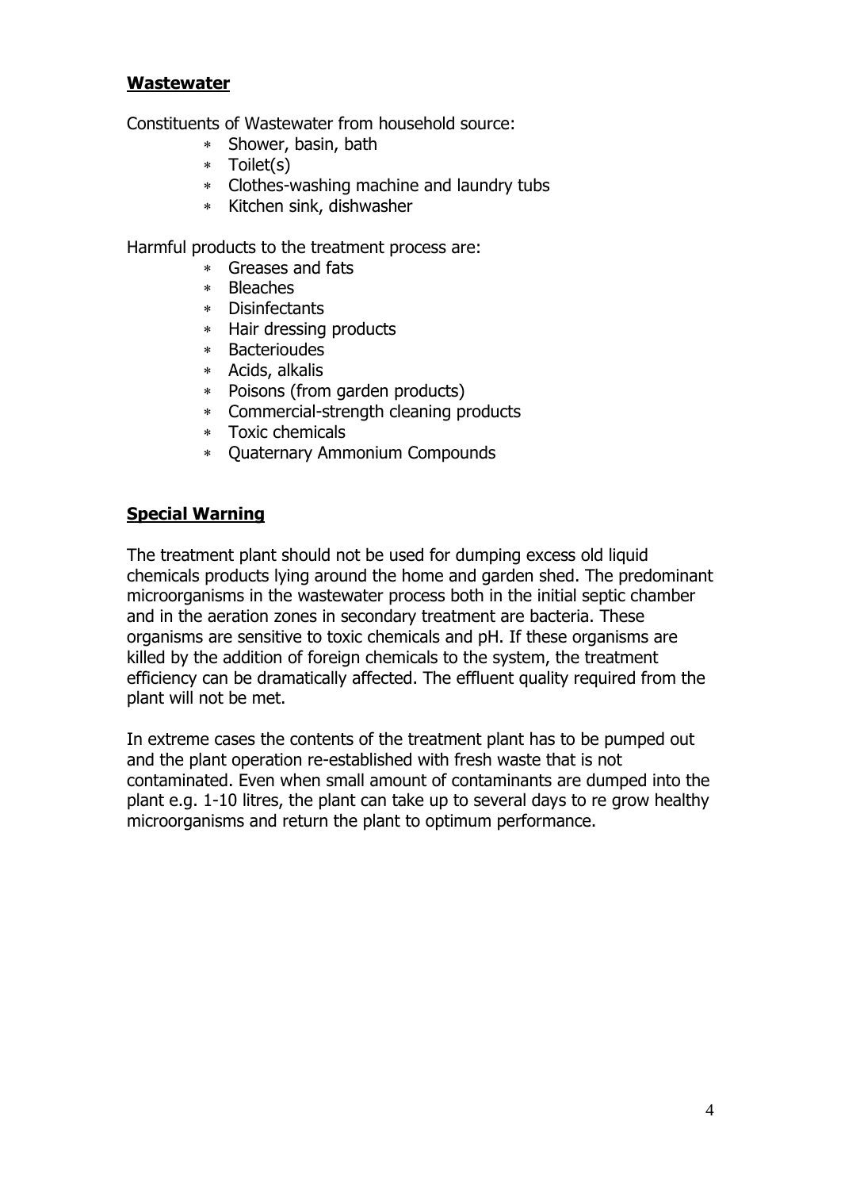## **Wastewater**

Constituents of Wastewater from household source:

- Shower, basin, bath
- Toilet(s)
- Clothes-washing machine and laundry tubs
- Kitchen sink, dishwasher

Harmful products to the treatment process are:

- Greases and fats
- Bleaches
- Disinfectants
- Hair dressing products
- Bacterioudes
- Acids, alkalis
- Poisons (from garden products)
- Commercial-strength cleaning products
- Toxic chemicals
- Quaternary Ammonium Compounds

## **Special Warning**

The treatment plant should not be used for dumping excess old liquid chemicals products lying around the home and garden shed. The predominant microorganisms in the wastewater process both in the initial septic chamber and in the aeration zones in secondary treatment are bacteria. These organisms are sensitive to toxic chemicals and pH. If these organisms are killed by the addition of foreign chemicals to the system, the treatment efficiency can be dramatically affected. The effluent quality required from the plant will not be met.

In extreme cases the contents of the treatment plant has to be pumped out and the plant operation re-established with fresh waste that is not contaminated. Even when small amount of contaminants are dumped into the plant e.g. 1-10 litres, the plant can take up to several days to re grow healthy microorganisms and return the plant to optimum performance.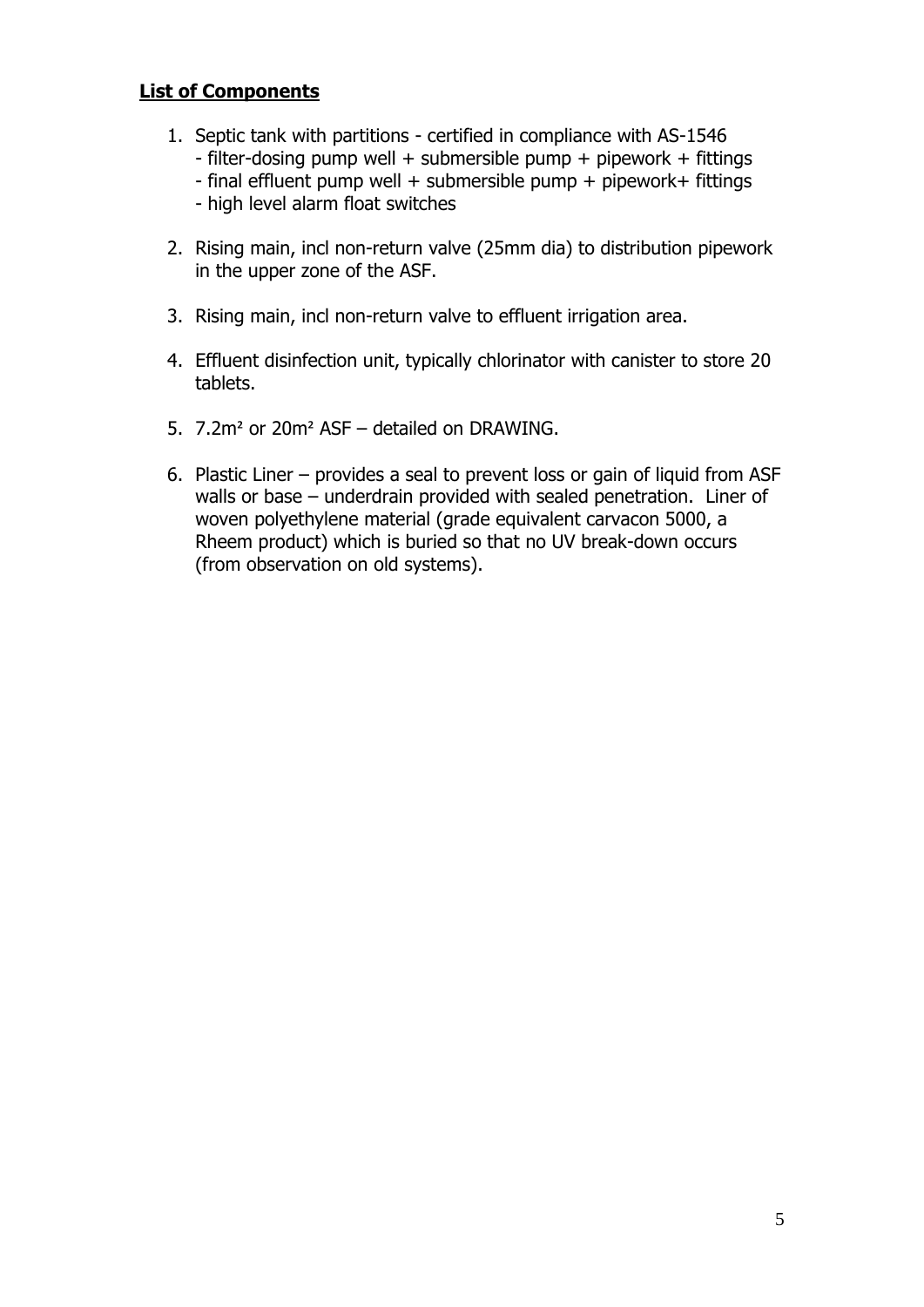**List of Components**

1. Septic tank with partitions - certified in compliance with AS-1546
   - filter-dosing pump well + submersible pump + pipework + fittings
   - final effluent pump well + submersible pump + pipework+ fittings
   - high level alarm float switches

2. Rising main, incl non-return valve (25mm dia) to distribution pipework in the upper zone of the ASF.

3. Rising main, incl non-return valve to effluent irrigation area.

4. Effluent disinfection unit, typically chlorinator with canister to store 20 tablets.

5. 7.2m² or 20m² ASF – detailed on DRAWING.

6. Plastic Liner – provides a seal to prevent loss or gain of liquid from ASF walls or base – underdrain provided with sealed penetration. Liner of woven polyethylene material (grade equivalent carvacon 5000, a Rheem product) which is buried so that no UV break-down occurs (from observation on old systems).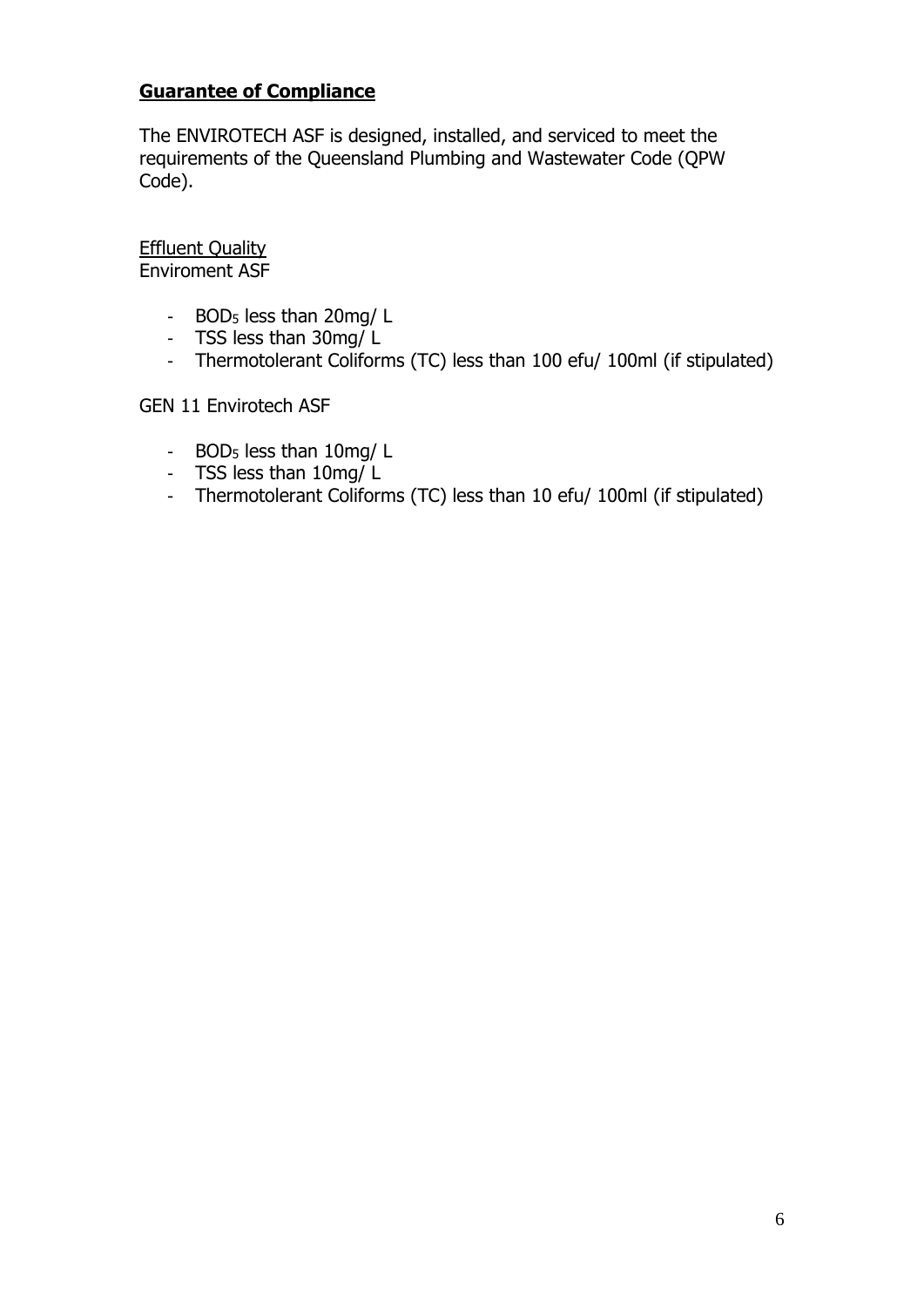## **Guarantee of Compliance**

The ENVIROTECH ASF is designed, installed, and serviced to meet the requirements of the Queensland Plumbing and Wastewater Code (QPW Code).

Effluent Quality
Enviroment ASF

- $BOD_5$ less than 20mg/ L
- TSS less than 30mg/ L
- Thermotolerant Coliforms (TC) less than 100 efu/ 100ml (if stipulated)

GEN 11 Envirotech ASF

- $BOD_5$ less than 10mg/ L
- TSS less than 10mg/ L
- Thermotolerant Coliforms (TC) less than 10 efu/ 100ml (if stipulated)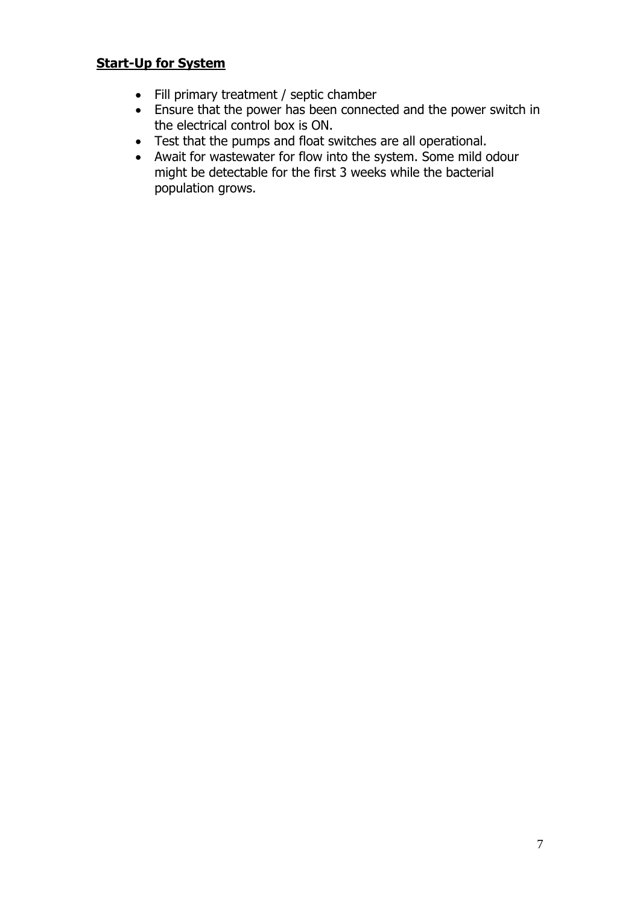## **Start-Up for System**

- Fill primary treatment / septic chamber
- Ensure that the power has been connected and the power switch in the electrical control box is ON.
- Test that the pumps and float switches are all operational.
- Await for wastewater for flow into the system. Some mild odour might be detectable for the first 3 weeks while the bacterial population grows.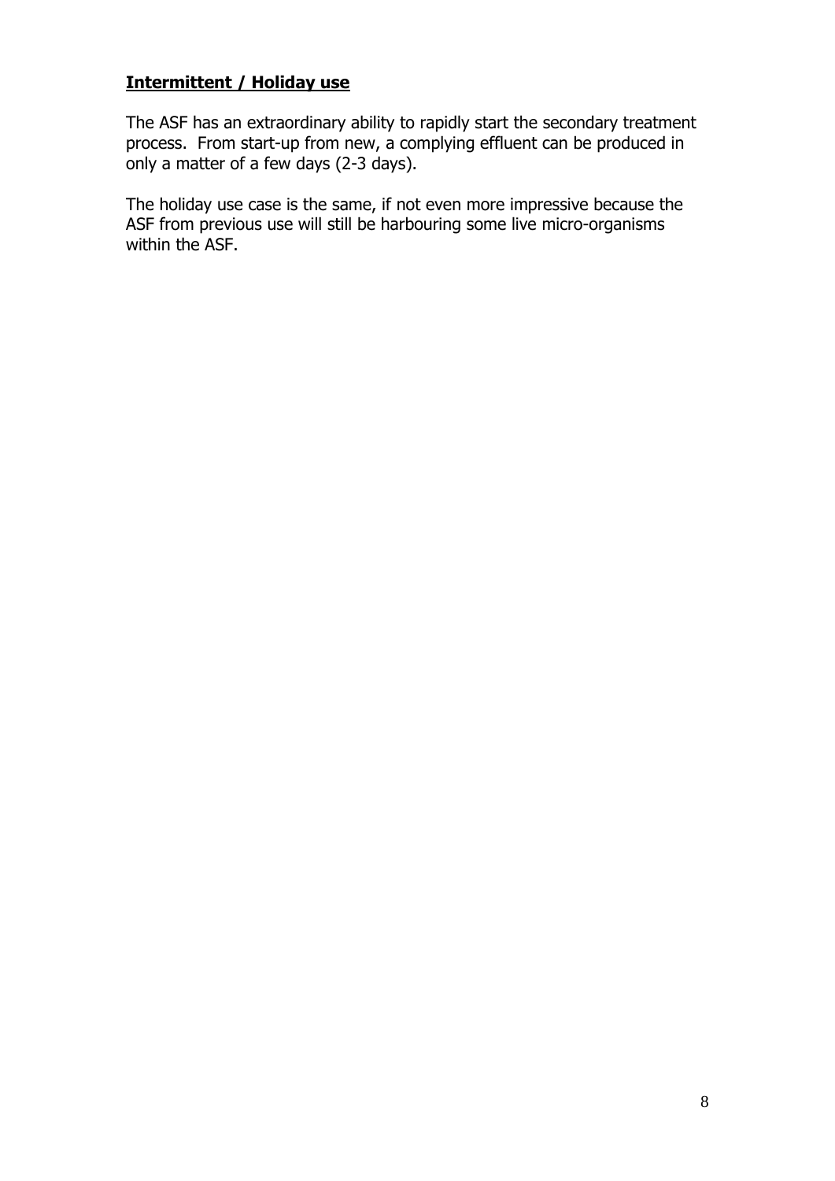**Intermittent / Holiday use**

The ASF has an extraordinary ability to rapidly start the secondary treatment process. From start-up from new, a complying effluent can be produced in only a matter of a few days (2-3 days).

The holiday use case is the same, if not even more impressive because the ASF from previous use will still be harbouring some live micro-organisms within the ASF.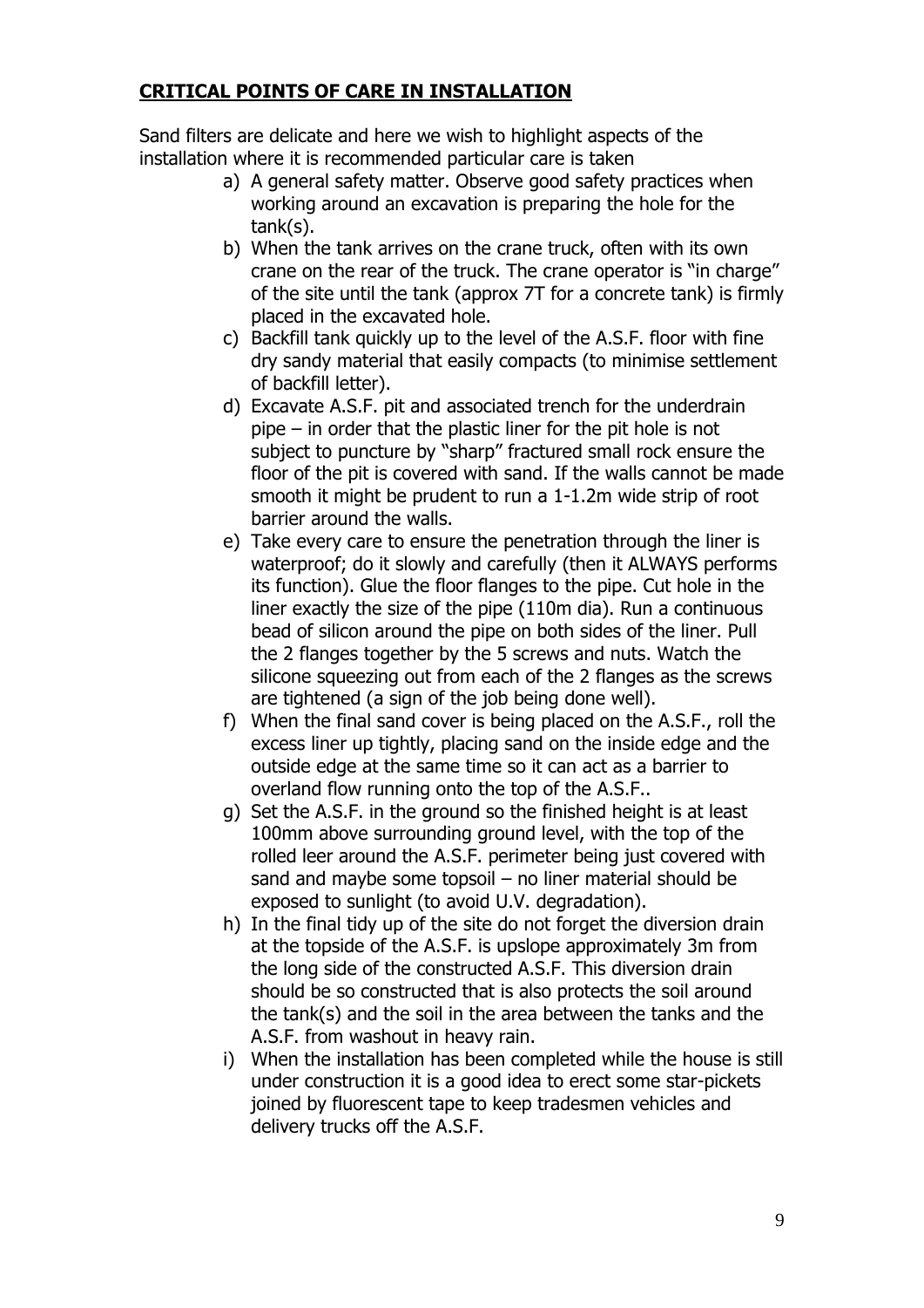## **CRITICAL POINTS OF CARE IN INSTALLATION**

Sand filters are delicate and here we wish to highlight aspects of the installation where it is recommended particular care is taken

a) A general safety matter. Observe good safety practices when working around an excavation is preparing the hole for the tank(s).
b) When the tank arrives on the crane truck, often with its own crane on the rear of the truck. The crane operator is "in charge" of the site until the tank (approx 7T for a concrete tank) is firmly placed in the excavated hole.
c) Backfill tank quickly up to the level of the A.S.F. floor with fine dry sandy material that easily compacts (to minimise settlement of backfill letter).
d) Excavate A.S.F. pit and associated trench for the underdrain pipe – in order that the plastic liner for the pit hole is not subject to puncture by "sharp" fractured small rock ensure the floor of the pit is covered with sand. If the walls cannot be made smooth it might be prudent to run a 1-1.2m wide strip of root barrier around the walls.
e) Take every care to ensure the penetration through the liner is waterproof; do it slowly and carefully (then it ALWAYS performs its function). Glue the floor flanges to the pipe. Cut hole in the liner exactly the size of the pipe (110m dia). Run a continuous bead of silicon around the pipe on both sides of the liner. Pull the 2 flanges together by the 5 screws and nuts. Watch the silicone squeezing out from each of the 2 flanges as the screws are tightened (a sign of the job being done well).
f) When the final sand cover is being placed on the A.S.F., roll the excess liner up tightly, placing sand on the inside edge and the outside edge at the same time so it can act as a barrier to overland flow running onto the top of the A.S.F..
g) Set the A.S.F. in the ground so the finished height is at least 100mm above surrounding ground level, with the top of the rolled leer around the A.S.F. perimeter being just covered with sand and maybe some topsoil – no liner material should be exposed to sunlight (to avoid U.V. degradation).
h) In the final tidy up of the site do not forget the diversion drain at the topside of the A.S.F. is upslope approximately 3m from the long side of the constructed A.S.F. This diversion drain should be so constructed that is also protects the soil around the tank(s) and the soil in the area between the tanks and the A.S.F. from washout in heavy rain.
i) When the installation has been completed while the house is still under construction it is a good idea to erect some star-pickets joined by fluorescent tape to keep tradesmen vehicles and delivery trucks off the A.S.F.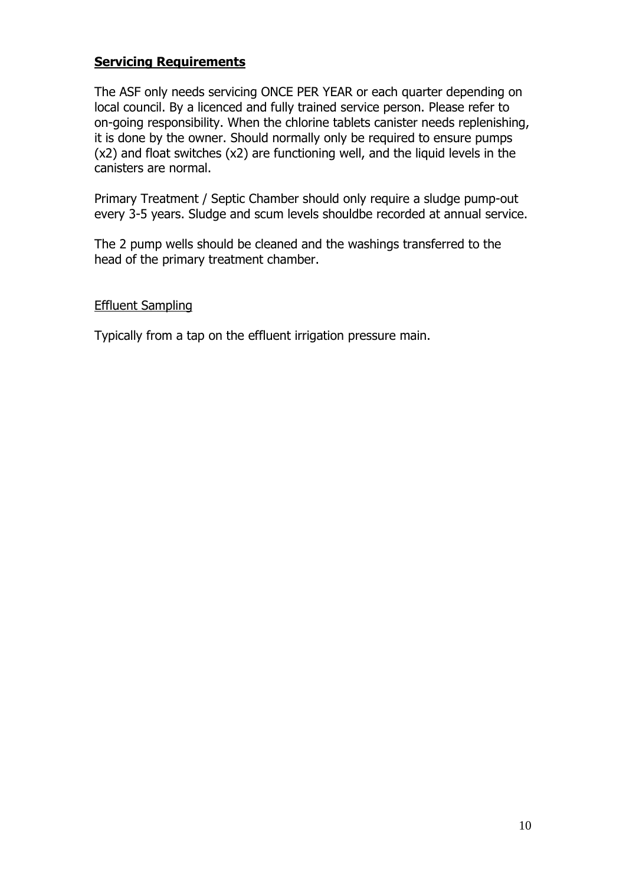## **Servicing Requirements**

The ASF only needs servicing ONCE PER YEAR or each quarter depending on local council. By a licenced and fully trained service person. Please refer to on-going responsibility. When the chlorine tablets canister needs replenishing, it is done by the owner. Should normally only be required to ensure pumps (x2) and float switches (x2) are functioning well, and the liquid levels in the canisters are normal.

Primary Treatment / Septic Chamber should only require a sludge pump-out every 3-5 years. Sludge and scum levels shouldbe recorded at annual service.

The 2 pump wells should be cleaned and the washings transferred to the head of the primary treatment chamber.

### Effluent Sampling

Typically from a tap on the effluent irrigation pressure main.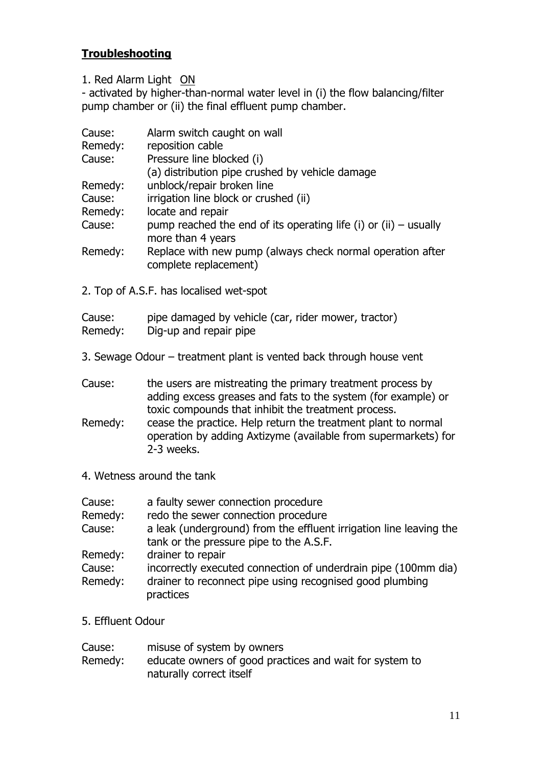## **Troubleshooting**

1. Red Alarm Light ON

- activated by higher-than-normal water level in (i) the flow balancing/filter pump chamber or (ii) the final effluent pump chamber.

| | |
|---|---|
| Cause: | Alarm switch caught on wall |
| Remedy: | reposition cable |
| Cause: | Pressure line blocked (i)<br>(a) distribution pipe crushed by vehicle damage |
| Remedy: | unblock/repair broken line |
| Cause: | irrigation line block or crushed (ii) |
| Remedy: | locate and repair |
| Cause: | pump reached the end of its operating life (i) or (ii) – usually more than 4 years |
| Remedy: | Replace with new pump (always check normal operation after complete replacement) |

2. Top of A.S.F. has localised wet-spot

| | |
|---|---|
| Cause: | pipe damaged by vehicle (car, rider mower, tractor) |
| Remedy: | Dig-up and repair pipe |

3. Sewage Odour – treatment plant is vented back through house vent

| | |
|---|---|
| Cause: | the users are mistreating the primary treatment process by adding excess greases and fats to the system (for example) or toxic compounds that inhibit the treatment process. |
| Remedy: | cease the practice. Help return the treatment plant to normal operation by adding Axtizyme (available from supermarkets) for 2-3 weeks. |

4. Wetness around the tank

| | |
|---|---|
| Cause: | a faulty sewer connection procedure |
| Remedy: | redo the sewer connection procedure |
| Cause: | a leak (underground) from the effluent irrigation line leaving the tank or the pressure pipe to the A.S.F. |
| Remedy: | drainer to repair |
| Cause: | incorrectly executed connection of underdrain pipe (100mm dia) |
| Remedy: | drainer to reconnect pipe using recognised good plumbing practices |

5. Effluent Odour

| | |
|---|---|
| Cause: | misuse of system by owners |
| Remedy: | educate owners of good practices and wait for system to naturally correct itself |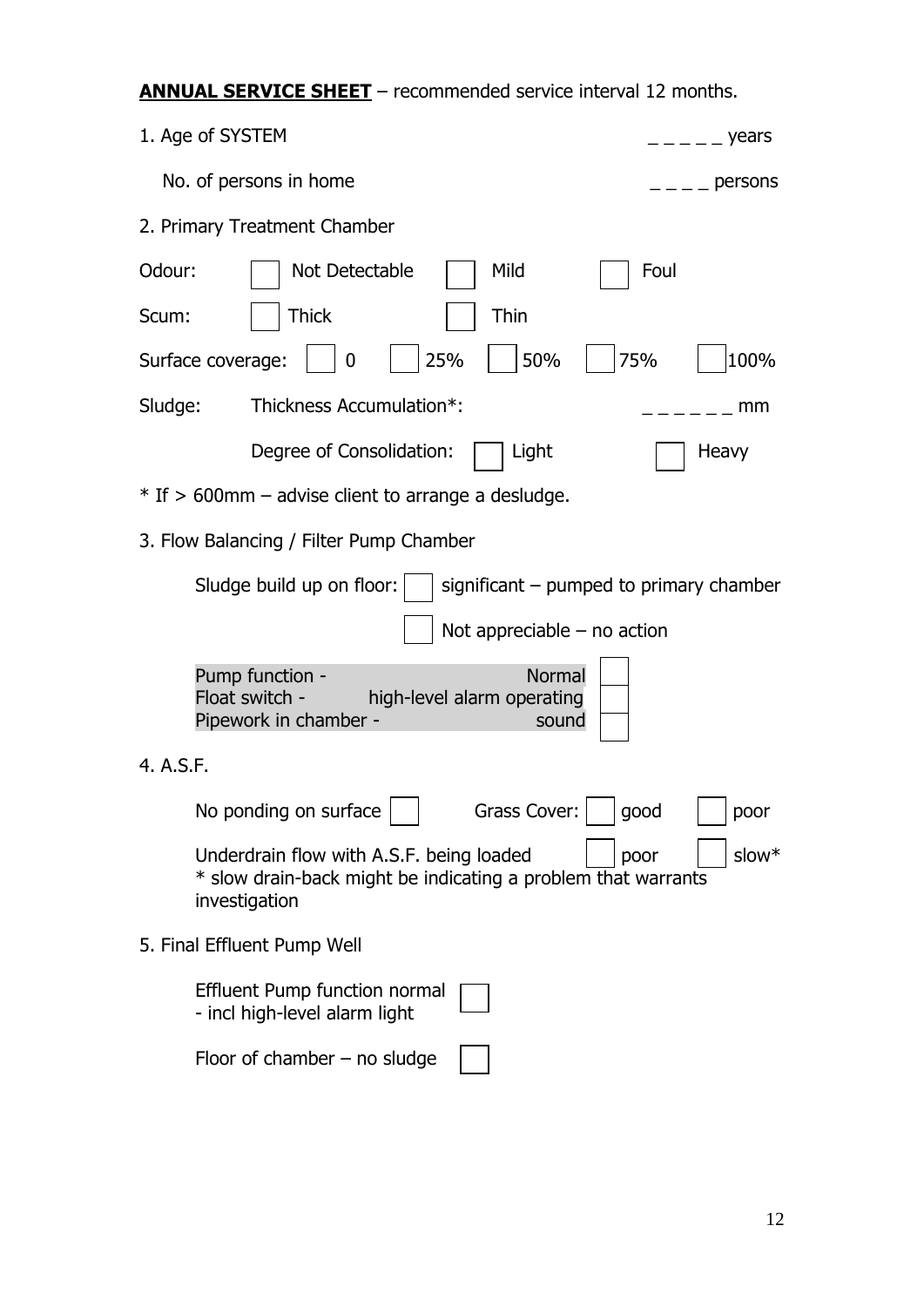**ANNUAL SERVICE SHEET** – recommended service interval 12 months.

1. Age of SYSTEM _ _ _ _ _ years

   No. of persons in home _ _ _ _ persons

2. Primary Treatment Chamber

Odour: ☐ Not Detectable ☐ Mild ☐ Foul

Scum: ☐ Thick ☐ Thin

Surface coverage: ☐ 0 ☐ 25% ☐ 50% ☐ 75% ☐ 100%

Sludge: Thickness Accumulation*: _ _ _ _ _ _ mm

Degree of Consolidation: ☐ Light ☐ Heavy

* If > 600mm – advise client to arrange a desludge.

3. Flow Balancing / Filter Pump Chamber

Sludge build up on floor: ☐ significant – pumped to primary chamber

☐ Not appreciable – no action

| | | |
|---|---|---|
| Pump function - | Normal | ☐ |
| Float switch - | high-level alarm operating | ☐ |
| Pipework in chamber - | sound | ☐ |

4. A.S.F.

No ponding on surface ☐ Grass Cover: ☐ good ☐ poor

Underdrain flow with A.S.F. being loaded ☐ poor ☐ slow*
* slow drain-back might be indicating a problem that warrants investigation

5. Final Effluent Pump Well

Effluent Pump function normal - incl high-level alarm light ☐

Floor of chamber – no sludge ☐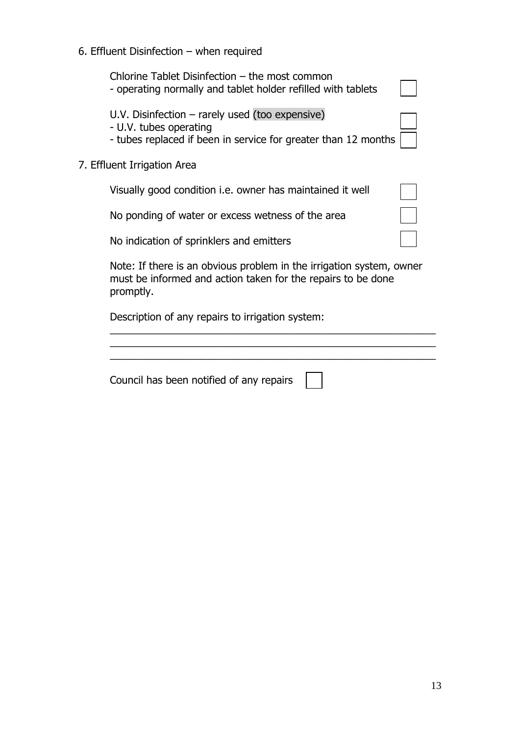6. Effluent Disinfection – when required

Chlorine Tablet Disinfection – the most common
- operating normally and tablet holder refilled with tablets ☐

U.V. Disinfection – rarely used (too expensive)
- U.V. tubes operating ☐
- tubes replaced if been in service for greater than 12 months ☐

7. Effluent Irrigation Area

Visually good condition i.e. owner has maintained it well ☐

No ponding of water or excess wetness of the area ☐

No indication of sprinklers and emitters ☐

Note: If there is an obvious problem in the irrigation system, owner must be informed and action taken for the repairs to be done promptly.

Description of any repairs to irrigation system:

\_\_\_\_\_\_\_\_\_\_\_\_\_\_\_\_\_\_\_\_\_\_\_\_\_\_\_\_\_\_\_\_\_\_\_\_\_\_\_\_\_\_\_\_\_\_\_\_\_\_\_\_\_\_\_\_
\_\_\_\_\_\_\_\_\_\_\_\_\_\_\_\_\_\_\_\_\_\_\_\_\_\_\_\_\_\_\_\_\_\_\_\_\_\_\_\_\_\_\_\_\_\_\_\_\_\_\_\_\_\_\_\_
\_\_\_\_\_\_\_\_\_\_\_\_\_\_\_\_\_\_\_\_\_\_\_\_\_\_\_\_\_\_\_\_\_\_\_\_\_\_\_\_\_\_\_\_\_\_\_\_\_\_\_\_\_\_\_\_

Council has been notified of any repairs ☐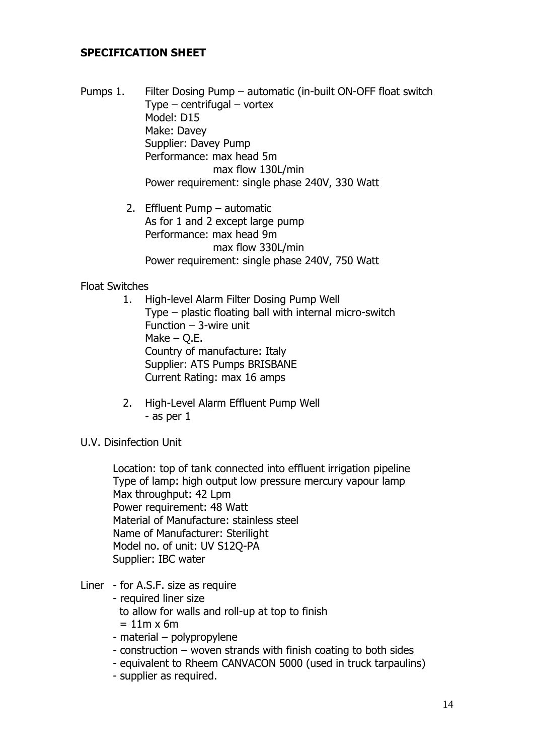**SPECIFICATION SHEET**

Pumps 1. Filter Dosing Pump – automatic (in-built ON-OFF float switch
Type – centrifugal – vortex
Model: D15
Make: Davey
Supplier: Davey Pump
Performance: max head 5m
max flow 130L/min
Power requirement: single phase 240V, 330 Watt

2. Effluent Pump – automatic
As for 1 and 2 except large pump
Performance: max head 9m
max flow 330L/min
Power requirement: single phase 240V, 750 Watt

Float Switches

1. High-level Alarm Filter Dosing Pump Well
Type – plastic floating ball with internal micro-switch
Function – 3-wire unit
Make – Q.E.
Country of manufacture: Italy
Supplier: ATS Pumps BRISBANE
Current Rating: max 16 amps

2. High-Level Alarm Effluent Pump Well
- as per 1

U.V. Disinfection Unit

Location: top of tank connected into effluent irrigation pipeline
Type of lamp: high output low pressure mercury vapour lamp
Max throughput: 42 Lpm
Power requirement: 48 Watt
Material of Manufacture: stainless steel
Name of Manufacturer: Sterilight
Model no. of unit: UV S12Q-PA
Supplier: IBC water

Liner - for A.S.F. size as require
- required liner size
to allow for walls and roll-up at top to finish
= 11m x 6m
- material – polypropylene
- construction – woven strands with finish coating to both sides
- equivalent to Rheem CANVACON 5000 (used in truck tarpaulins)
- supplier as required.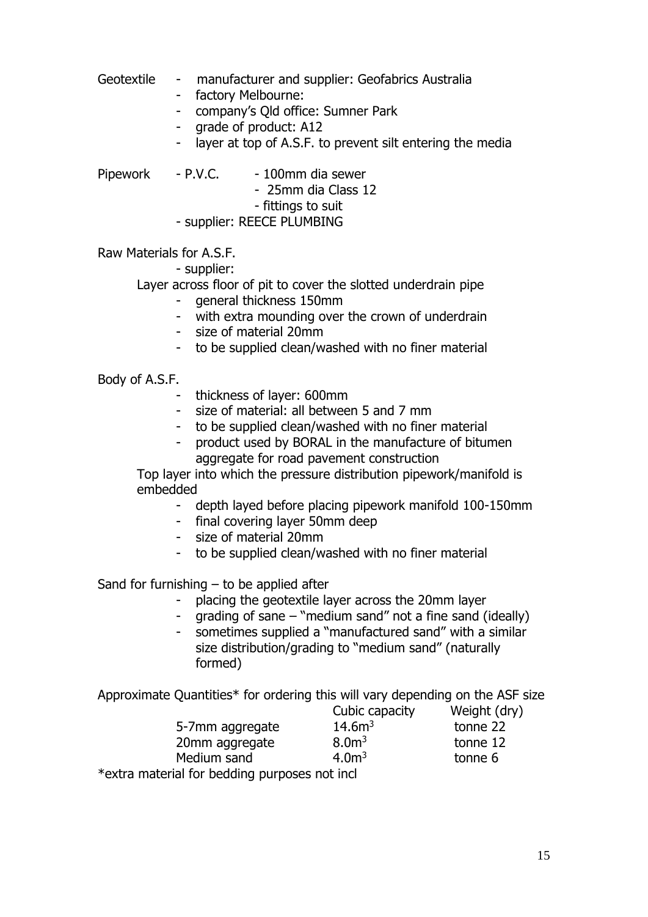Geotextile
- manufacturer and supplier: Geofabrics Australia
- factory Melbourne:
- company's Qld office: Sumner Park
- grade of product: A12
- layer at top of A.S.F. to prevent silt entering the media

Pipework - P.V.C.
- 100mm dia sewer
- 25mm dia Class 12
- fittings to suit
- supplier: REECE PLUMBING

Raw Materials for A.S.F.

- supplier:

Layer across floor of pit to cover the slotted underdrain pipe

- general thickness 150mm
- with extra mounding over the crown of underdrain
- size of material 20mm
- to be supplied clean/washed with no finer material

Body of A.S.F.

- thickness of layer: 600mm
- size of material: all between 5 and 7 mm
- to be supplied clean/washed with no finer material
- product used by BORAL in the manufacture of bitumen aggregate for road pavement construction

Top layer into which the pressure distribution pipework/manifold is embedded

- depth layed before placing pipework manifold 100-150mm
- final covering layer 50mm deep
- size of material 20mm
- to be supplied clean/washed with no finer material

Sand for furnishing – to be applied after

- placing the geotextile layer across the 20mm layer
- grading of sane – "medium sand" not a fine sand (ideally)
- sometimes supplied a "manufactured sand" with a similar size distribution/grading to "medium sand" (naturally formed)

Approximate Quantities* for ordering this will vary depending on the ASF size

| | Cubic capacity | Weight (dry) |
|---|---|---|
| 5-7mm aggregate | $14.6m^3$ | tonne 22 |
| 20mm aggregate | $8.0m^3$ | tonne 12 |
| Medium sand | $4.0m^3$ | tonne 6 |

*extra material for bedding purposes not incl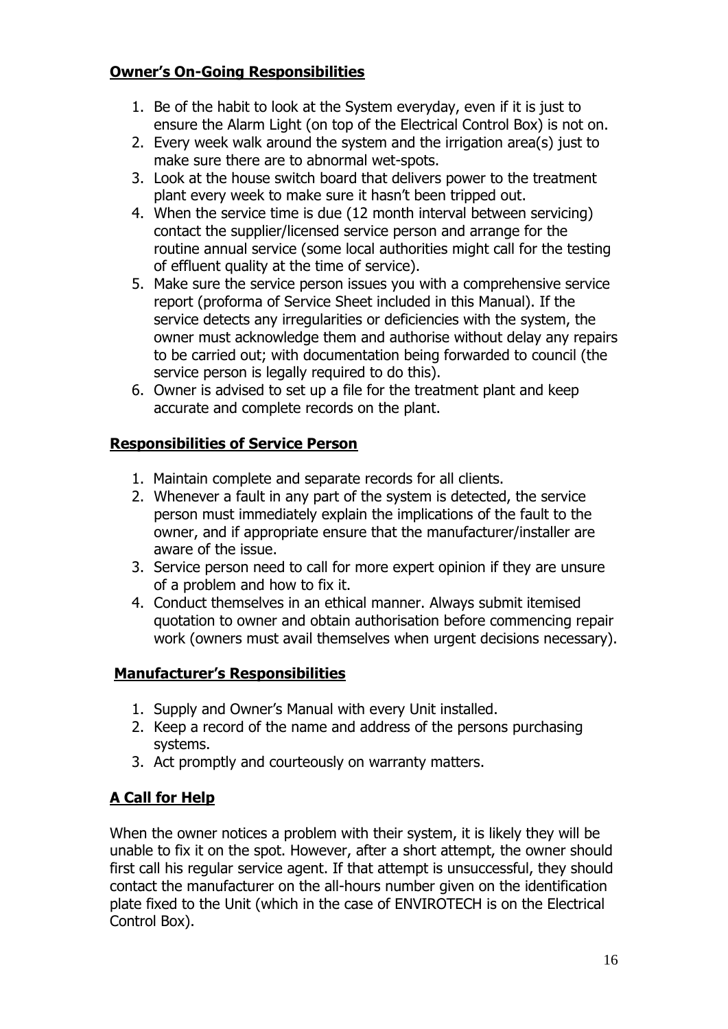## Owner's On-Going Responsibilities

1. Be of the habit to look at the System everyday, even if it is just to ensure the Alarm Light (on top of the Electrical Control Box) is not on.
2. Every week walk around the system and the irrigation area(s) just to make sure there are to abnormal wet-spots.
3. Look at the house switch board that delivers power to the treatment plant every week to make sure it hasn't been tripped out.
4. When the service time is due (12 month interval between servicing) contact the supplier/licensed service person and arrange for the routine annual service (some local authorities might call for the testing of effluent quality at the time of service).
5. Make sure the service person issues you with a comprehensive service report (proforma of Service Sheet included in this Manual). If the service detects any irregularities or deficiencies with the system, the owner must acknowledge them and authorise without delay any repairs to be carried out; with documentation being forwarded to council (the service person is legally required to do this).
6. Owner is advised to set up a file for the treatment plant and keep accurate and complete records on the plant.

## Responsibilities of Service Person

1. Maintain complete and separate records for all clients.
2. Whenever a fault in any part of the system is detected, the service person must immediately explain the implications of the fault to the owner, and if appropriate ensure that the manufacturer/installer are aware of the issue.
3. Service person need to call for more expert opinion if they are unsure of a problem and how to fix it.
4. Conduct themselves in an ethical manner. Always submit itemised quotation to owner and obtain authorisation before commencing repair work (owners must avail themselves when urgent decisions necessary).

## Manufacturer's Responsibilities

1. Supply and Owner's Manual with every Unit installed.
2. Keep a record of the name and address of the persons purchasing systems.
3. Act promptly and courteously on warranty matters.

## A Call for Help

When the owner notices a problem with their system, it is likely they will be unable to fix it on the spot. However, after a short attempt, the owner should first call his regular service agent. If that attempt is unsuccessful, they should contact the manufacturer on the all-hours number given on the identification plate fixed to the Unit (which in the case of ENVIROTECH is on the Electrical Control Box).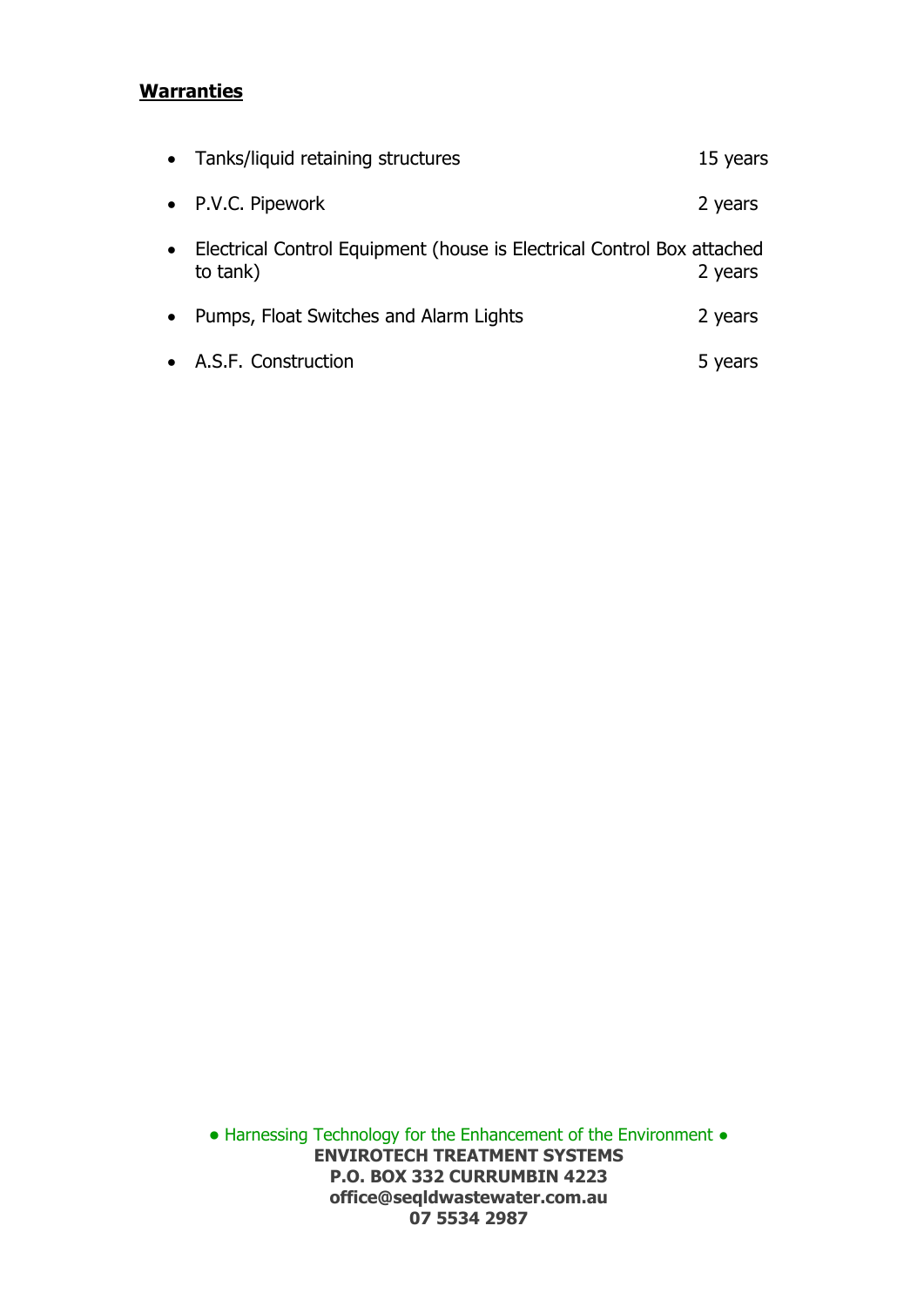## **Warranties**

- Tanks/liquid retaining structures 15 years
- P.V.C. Pipework 2 years
- Electrical Control Equipment (house is Electrical Control Box attached to tank) 2 years
- Pumps, Float Switches and Alarm Lights 2 years
- A.S.F. Construction 5 years

● Harnessing Technology for the Enhancement of the Environment ●
**ENVIROTECH TREATMENT SYSTEMS**
**P.O. BOX 332 CURRUMBIN 4223**
**office@seqldwastewater.com.au**
**07 5534 2987**